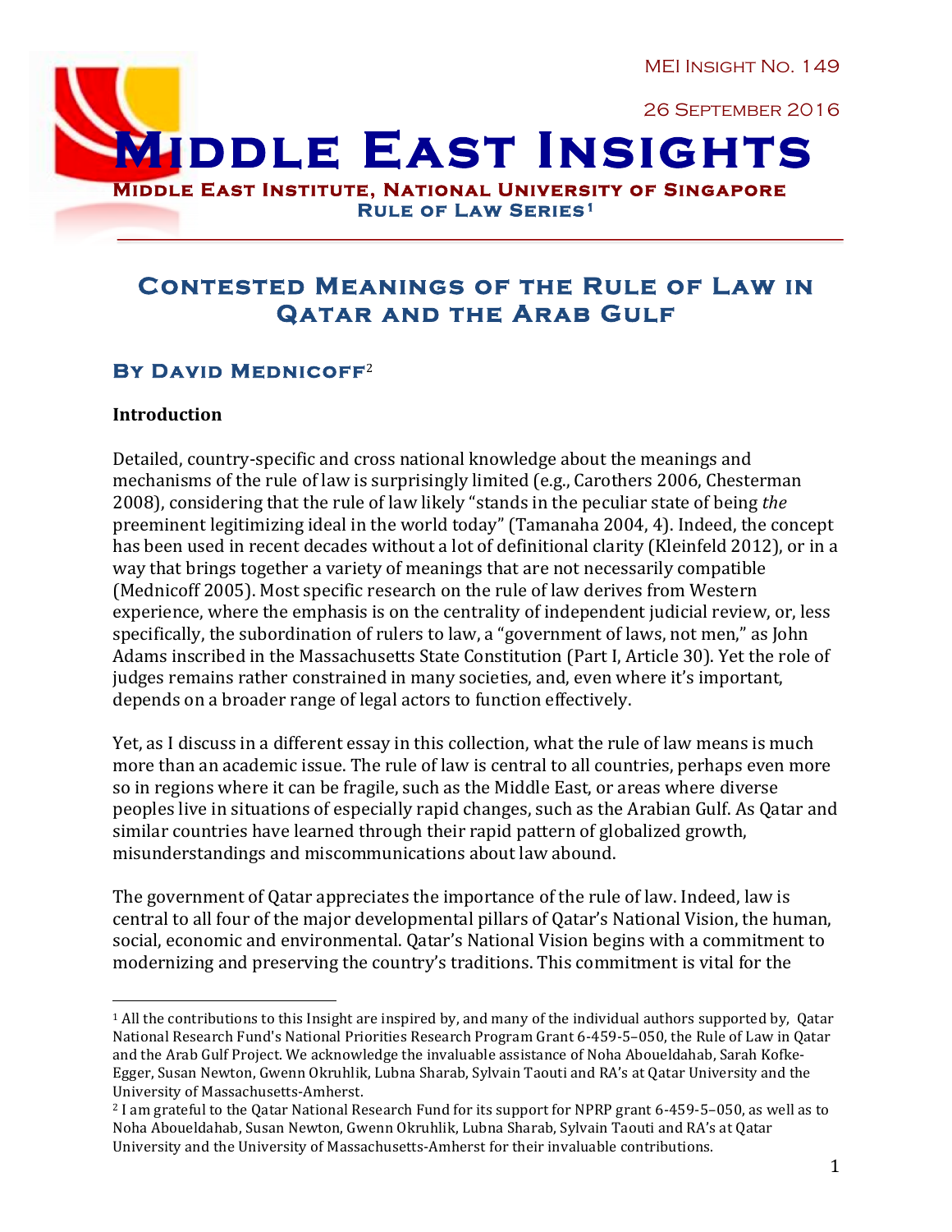MEI Insight No. 149

26 September 2016

# Middle East Insights

**Middle East Institute, National University of Singapore**

**Rule of Law Series**[1]

## Contested Meanings of the Rule of Law in Qatar and the Arab Gulf

### By David Mednicoff[2]

**Introduction**

Detailed, country-specific and cross national knowledge about the meanings and mechanisms of the rule of law is surprisingly limited (e.g., Carothers 2006, Chesterman 2008), considering that the rule of law likely "stands in the peculiar state of being *the* preeminent legitimizing ideal in the world today" (Tamanaha 2004, 4). Indeed, the concept has been used in recent decades without a lot of definitional clarity (Kleinfeld 2012), or in a way that brings together a variety of meanings that are not necessarily compatible (Mednicoff 2005). Most specific research on the rule of law derives from Western experience, where the emphasis is on the centrality of independent judicial review, or, less specifically, the subordination of rulers to law, a "government of laws, not men," as John Adams inscribed in the Massachusetts State Constitution (Part I, Article 30). Yet the role of judges remains rather constrained in many societies, and, even where it's important, depends on a broader range of legal actors to function effectively.

Yet, as I discuss in a different essay in this collection, what the rule of law means is much more than an academic issue. The rule of law is central to all countries, perhaps even more so in regions where it can be fragile, such as the Middle East, or areas where diverse peoples live in situations of especially rapid changes, such as the Arabian Gulf. As Qatar and similar countries have learned through their rapid pattern of globalized growth, misunderstandings and miscommunications about law abound.

The government of Qatar appreciates the importance of the rule of law. Indeed, law is central to all four of the major developmental pillars of Qatar's National Vision, the human, social, economic and environmental. Qatar's National Vision begins with a commitment to modernizing and preserving the country's traditions. This commitment is vital for the

---

[1] All the contributions to this Insight are inspired by, and many of the individual authors supported by, Qatar National Research Fund's National Priorities Research Program Grant 6-459-5–050, the Rule of Law in Qatar and the Arab Gulf Project. We acknowledge the invaluable assistance of Noha Aboueldahab, Sarah Kofke-Egger, Susan Newton, Gwenn Okruhlik, Lubna Sharab, Sylvain Taouti and RA's at Qatar University and the University of Massachusetts-Amherst.

[2] I am grateful to the Qatar National Research Fund for its support for NPRP grant 6-459-5–050, as well as to Noha Aboueldahab, Susan Newton, Gwenn Okruhlik, Lubna Sharab, Sylvain Taouti and RA's at Qatar University and the University of Massachusetts-Amherst for their invaluable contributions.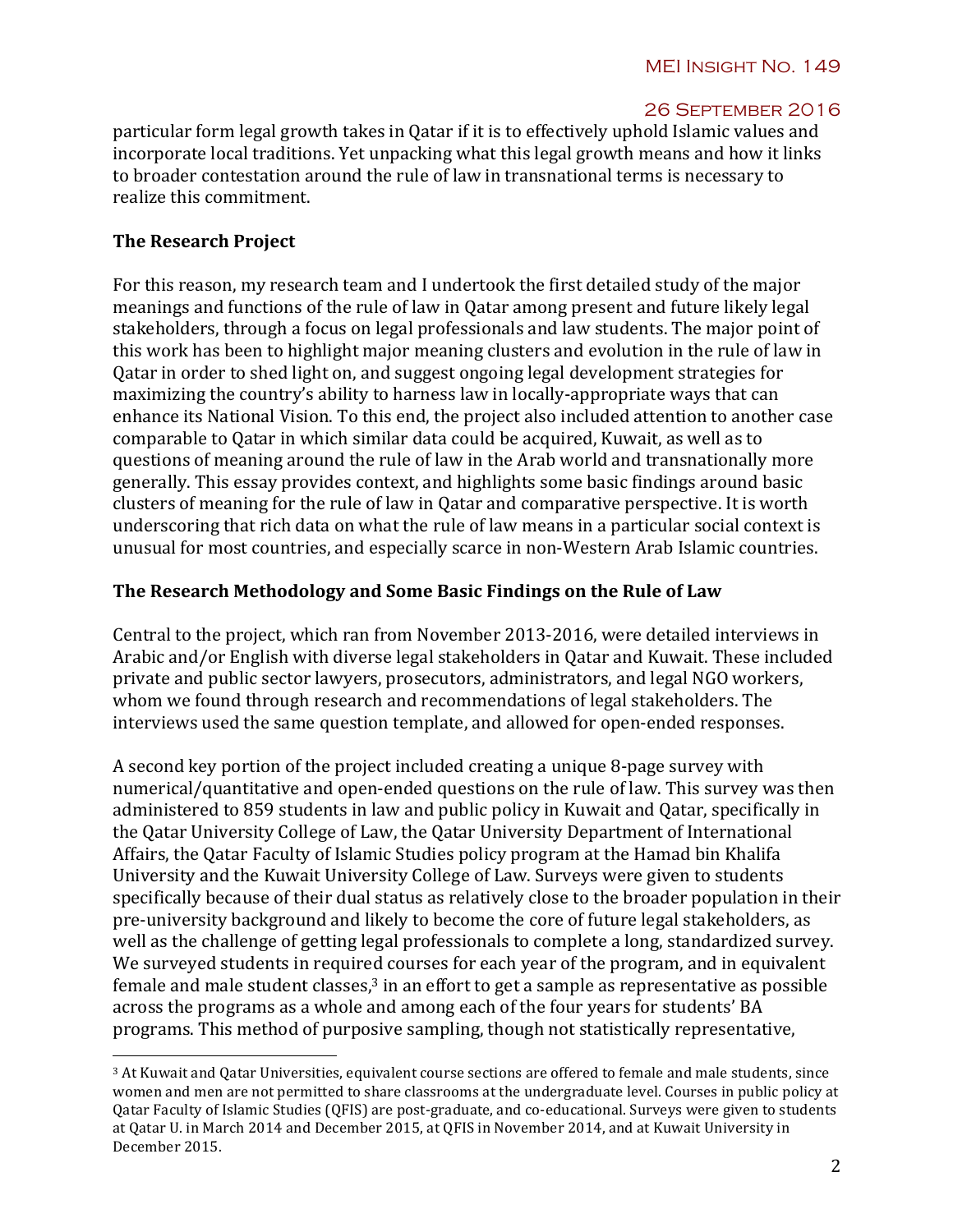particular form legal growth takes in Qatar if it is to effectively uphold Islamic values and incorporate local traditions. Yet unpacking what this legal growth means and how it links to broader contestation around the rule of law in transnational terms is necessary to realize this commitment.

## The Research Project

For this reason, my research team and I undertook the first detailed study of the major meanings and functions of the rule of law in Qatar among present and future likely legal stakeholders, through a focus on legal professionals and law students. The major point of this work has been to highlight major meaning clusters and evolution in the rule of law in Qatar in order to shed light on, and suggest ongoing legal development strategies for maximizing the country's ability to harness law in locally-appropriate ways that can enhance its National Vision. To this end, the project also included attention to another case comparable to Qatar in which similar data could be acquired, Kuwait, as well as to questions of meaning around the rule of law in the Arab world and transnationally more generally. This essay provides context, and highlights some basic findings around basic clusters of meaning for the rule of law in Qatar and comparative perspective. It is worth underscoring that rich data on what the rule of law means in a particular social context is unusual for most countries, and especially scarce in non-Western Arab Islamic countries.

## The Research Methodology and Some Basic Findings on the Rule of Law

Central to the project, which ran from November 2013-2016, were detailed interviews in Arabic and/or English with diverse legal stakeholders in Qatar and Kuwait. These included private and public sector lawyers, prosecutors, administrators, and legal NGO workers, whom we found through research and recommendations of legal stakeholders. The interviews used the same question template, and allowed for open-ended responses.

A second key portion of the project included creating a unique 8-page survey with numerical/quantitative and open-ended questions on the rule of law. This survey was then administered to 859 students in law and public policy in Kuwait and Qatar, specifically in the Qatar University College of Law, the Qatar University Department of International Affairs, the Qatar Faculty of Islamic Studies policy program at the Hamad bin Khalifa University and the Kuwait University College of Law. Surveys were given to students specifically because of their dual status as relatively close to the broader population in their pre-university background and likely to become the core of future legal stakeholders, as well as the challenge of getting legal professionals to complete a long, standardized survey. We surveyed students in required courses for each year of the program, and in equivalent female and male student classes,[3] in an effort to get a sample as representative as possible across the programs as a whole and among each of the four years for students' BA programs. This method of purposive sampling, though not statistically representative,

[3] At Kuwait and Qatar Universities, equivalent course sections are offered to female and male students, since women and men are not permitted to share classrooms at the undergraduate level. Courses in public policy at Qatar Faculty of Islamic Studies (QFIS) are post-graduate, and co-educational. Surveys were given to students at Qatar U. in March 2014 and December 2015, at QFIS in November 2014, and at Kuwait University in December 2015.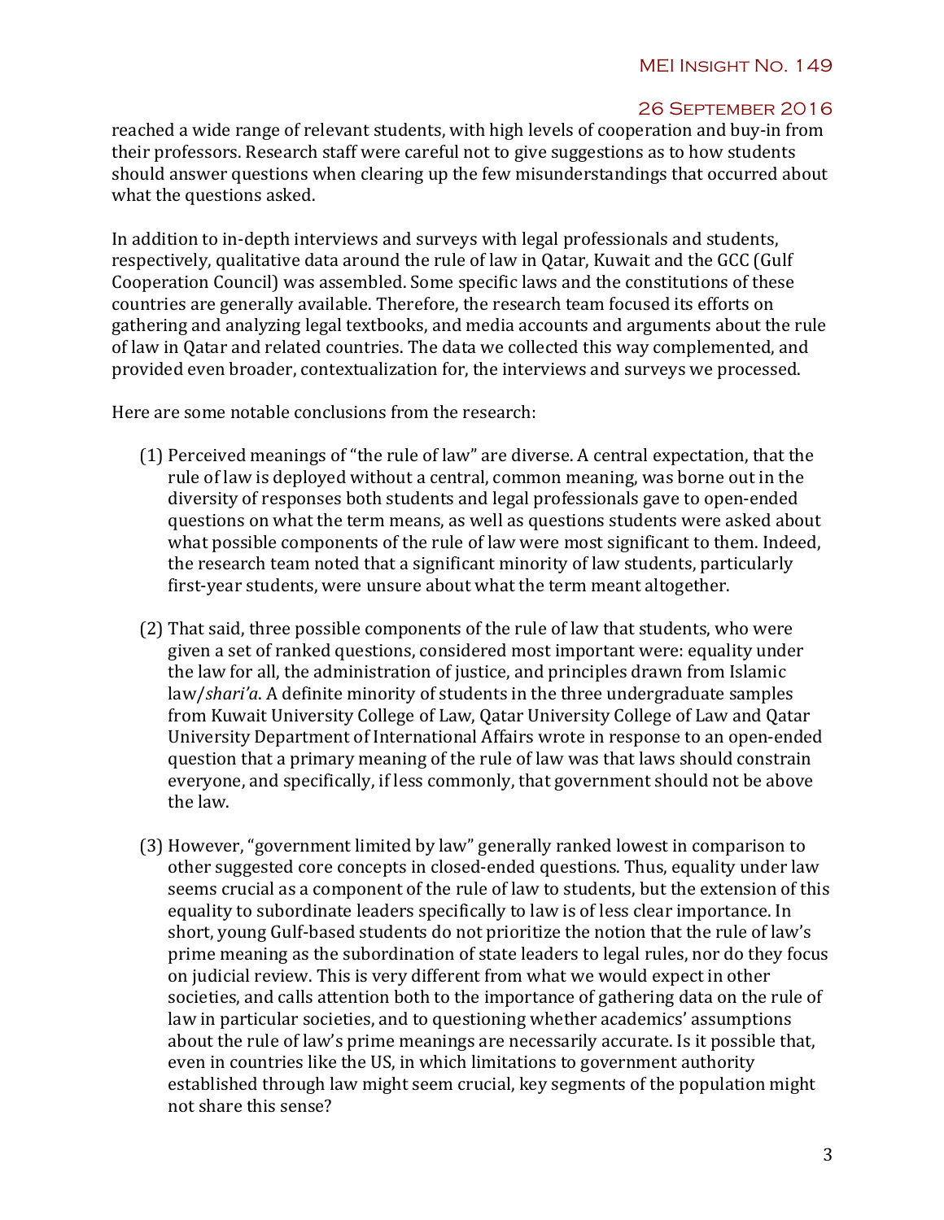reached a wide range of relevant students, with high levels of cooperation and buy-in from their professors. Research staff were careful not to give suggestions as to how students should answer questions when clearing up the few misunderstandings that occurred about what the questions asked.

In addition to in-depth interviews and surveys with legal professionals and students, respectively, qualitative data around the rule of law in Qatar, Kuwait and the GCC (Gulf Cooperation Council) was assembled. Some specific laws and the constitutions of these countries are generally available. Therefore, the research team focused its efforts on gathering and analyzing legal textbooks, and media accounts and arguments about the rule of law in Qatar and related countries. The data we collected this way complemented, and provided even broader, contextualization for, the interviews and surveys we processed.

Here are some notable conclusions from the research:

(1) Perceived meanings of "the rule of law" are diverse. A central expectation, that the rule of law is deployed without a central, common meaning, was borne out in the diversity of responses both students and legal professionals gave to open-ended questions on what the term means, as well as questions students were asked about what possible components of the rule of law were most significant to them. Indeed, the research team noted that a significant minority of law students, particularly first-year students, were unsure about what the term meant altogether.

(2) That said, three possible components of the rule of law that students, who were given a set of ranked questions, considered most important were: equality under the law for all, the administration of justice, and principles drawn from Islamic law/*shari'a*. A definite minority of students in the three undergraduate samples from Kuwait University College of Law, Qatar University College of Law and Qatar University Department of International Affairs wrote in response to an open-ended question that a primary meaning of the rule of law was that laws should constrain everyone, and specifically, if less commonly, that government should not be above the law.

(3) However, "government limited by law" generally ranked lowest in comparison to other suggested core concepts in closed-ended questions. Thus, equality under law seems crucial as a component of the rule of law to students, but the extension of this equality to subordinate leaders specifically to law is of less clear importance. In short, young Gulf-based students do not prioritize the notion that the rule of law's prime meaning as the subordination of state leaders to legal rules, nor do they focus on judicial review. This is very different from what we would expect in other societies, and calls attention both to the importance of gathering data on the rule of law in particular societies, and to questioning whether academics' assumptions about the rule of law's prime meanings are necessarily accurate. Is it possible that, even in countries like the US, in which limitations to government authority established through law might seem crucial, key segments of the population might not share this sense?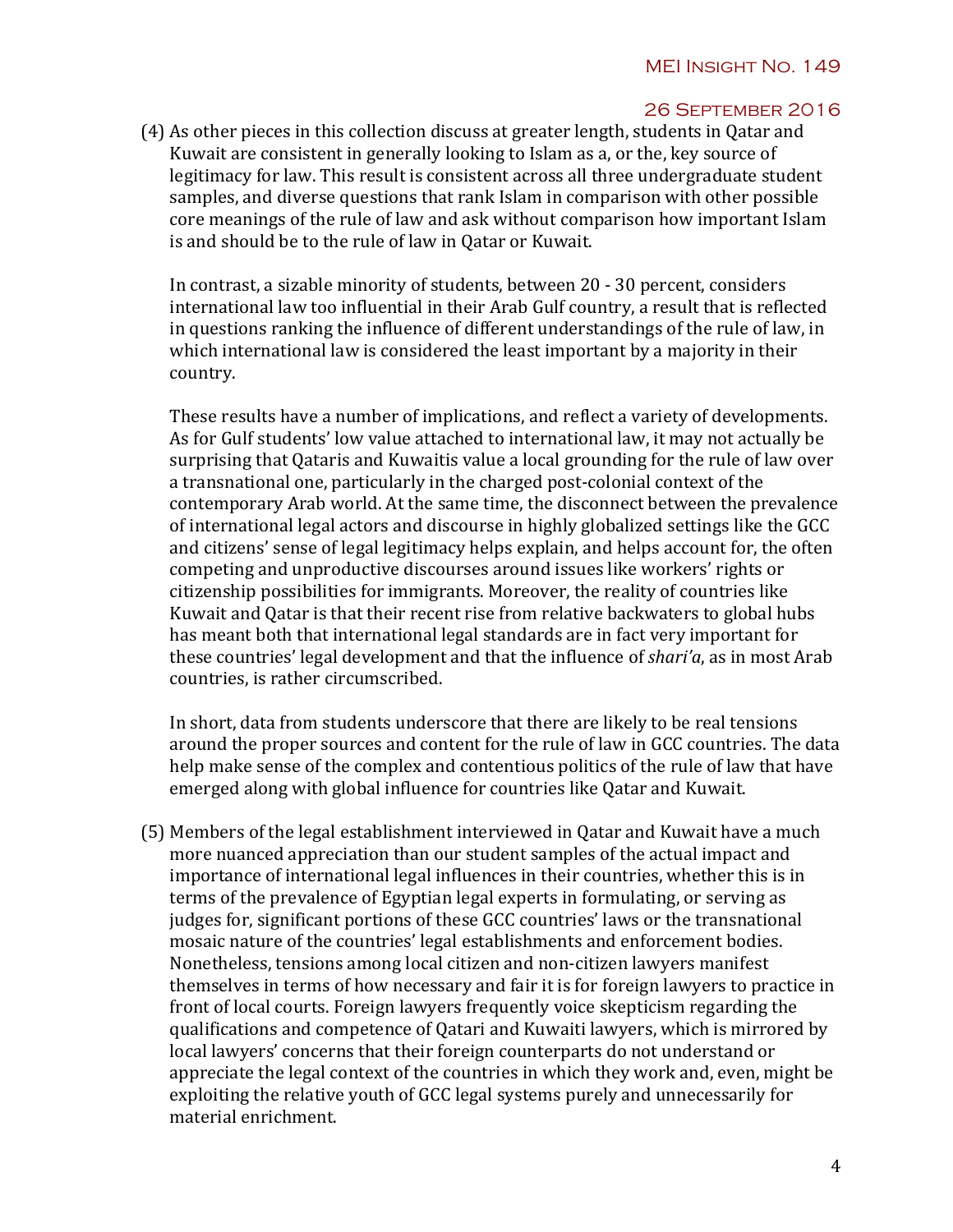(4) As other pieces in this collection discuss at greater length, students in Qatar and Kuwait are consistent in generally looking to Islam as a, or the, key source of legitimacy for law. This result is consistent across all three undergraduate student samples, and diverse questions that rank Islam in comparison with other possible core meanings of the rule of law and ask without comparison how important Islam is and should be to the rule of law in Qatar or Kuwait.

    In contrast, a sizable minority of students, between 20 - 30 percent, considers international law too influential in their Arab Gulf country, a result that is reflected in questions ranking the influence of different understandings of the rule of law, in which international law is considered the least important by a majority in their country.

    These results have a number of implications, and reflect a variety of developments. As for Gulf students' low value attached to international law, it may not actually be surprising that Qataris and Kuwaitis value a local grounding for the rule of law over a transnational one, particularly in the charged post-colonial context of the contemporary Arab world. At the same time, the disconnect between the prevalence of international legal actors and discourse in highly globalized settings like the GCC and citizens' sense of legal legitimacy helps explain, and helps account for, the often competing and unproductive discourses around issues like workers' rights or citizenship possibilities for immigrants. Moreover, the reality of countries like Kuwait and Qatar is that their recent rise from relative backwaters to global hubs has meant both that international legal standards are in fact very important for these countries' legal development and that the influence of *shari'a*, as in most Arab countries, is rather circumscribed.

    In short, data from students underscore that there are likely to be real tensions around the proper sources and content for the rule of law in GCC countries. The data help make sense of the complex and contentious politics of the rule of law that have emerged along with global influence for countries like Qatar and Kuwait.

(5) Members of the legal establishment interviewed in Qatar and Kuwait have a much more nuanced appreciation than our student samples of the actual impact and importance of international legal influences in their countries, whether this is in terms of the prevalence of Egyptian legal experts in formulating, or serving as judges for, significant portions of these GCC countries' laws or the transnational mosaic nature of the countries' legal establishments and enforcement bodies. Nonetheless, tensions among local citizen and non-citizen lawyers manifest themselves in terms of how necessary and fair it is for foreign lawyers to practice in front of local courts. Foreign lawyers frequently voice skepticism regarding the qualifications and competence of Qatari and Kuwaiti lawyers, which is mirrored by local lawyers' concerns that their foreign counterparts do not understand or appreciate the legal context of the countries in which they work and, even, might be exploiting the relative youth of GCC legal systems purely and unnecessarily for material enrichment.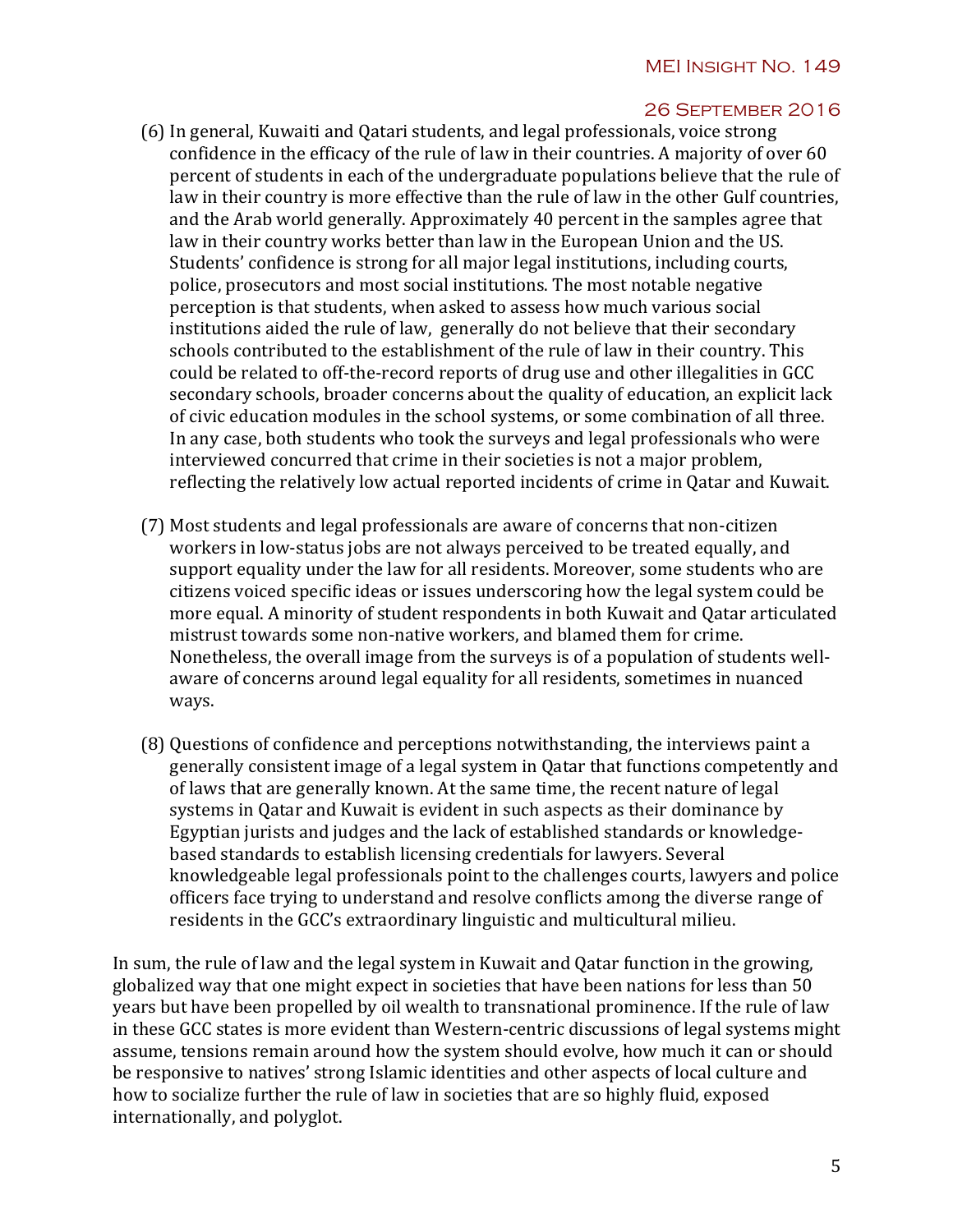(6) In general, Kuwaiti and Qatari students, and legal professionals, voice strong confidence in the efficacy of the rule of law in their countries. A majority of over 60 percent of students in each of the undergraduate populations believe that the rule of law in their country is more effective than the rule of law in the other Gulf countries, and the Arab world generally. Approximately 40 percent in the samples agree that law in their country works better than law in the European Union and the US. Students' confidence is strong for all major legal institutions, including courts, police, prosecutors and most social institutions. The most notable negative perception is that students, when asked to assess how much various social institutions aided the rule of law, generally do not believe that their secondary schools contributed to the establishment of the rule of law in their country. This could be related to off-the-record reports of drug use and other illegalities in GCC secondary schools, broader concerns about the quality of education, an explicit lack of civic education modules in the school systems, or some combination of all three. In any case, both students who took the surveys and legal professionals who were interviewed concurred that crime in their societies is not a major problem, reflecting the relatively low actual reported incidents of crime in Qatar and Kuwait.

(7) Most students and legal professionals are aware of concerns that non-citizen workers in low-status jobs are not always perceived to be treated equally, and support equality under the law for all residents. Moreover, some students who are citizens voiced specific ideas or issues underscoring how the legal system could be more equal. A minority of student respondents in both Kuwait and Qatar articulated mistrust towards some non-native workers, and blamed them for crime. Nonetheless, the overall image from the surveys is of a population of students well-aware of concerns around legal equality for all residents, sometimes in nuanced ways.

(8) Questions of confidence and perceptions notwithstanding, the interviews paint a generally consistent image of a legal system in Qatar that functions competently and of laws that are generally known. At the same time, the recent nature of legal systems in Qatar and Kuwait is evident in such aspects as their dominance by Egyptian jurists and judges and the lack of established standards or knowledge-based standards to establish licensing credentials for lawyers. Several knowledgeable legal professionals point to the challenges courts, lawyers and police officers face trying to understand and resolve conflicts among the diverse range of residents in the GCC's extraordinary linguistic and multicultural milieu.

In sum, the rule of law and the legal system in Kuwait and Qatar function in the growing, globalized way that one might expect in societies that have been nations for less than 50 years but have been propelled by oil wealth to transnational prominence. If the rule of law in these GCC states is more evident than Western-centric discussions of legal systems might assume, tensions remain around how the system should evolve, how much it can or should be responsive to natives' strong Islamic identities and other aspects of local culture and how to socialize further the rule of law in societies that are so highly fluid, exposed internationally, and polyglot.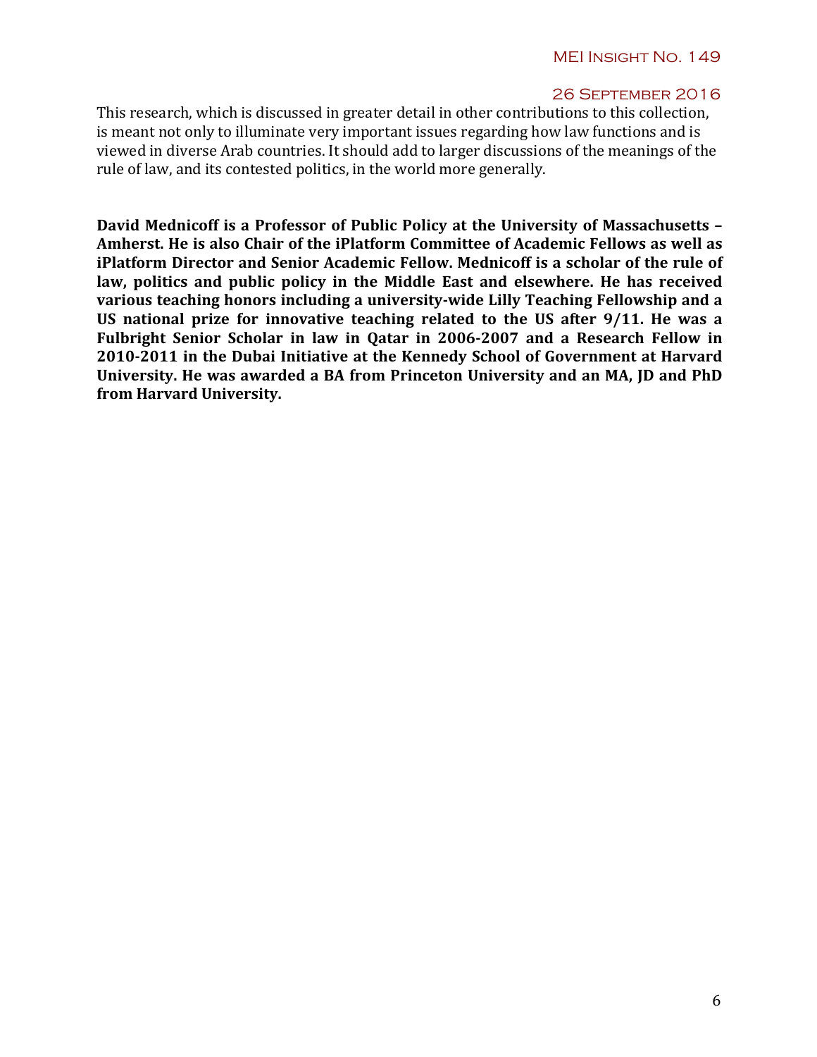This research, which is discussed in greater detail in other contributions to this collection, is meant not only to illuminate very important issues regarding how law functions and is viewed in diverse Arab countries. It should add to larger discussions of the meanings of the rule of law, and its contested politics, in the world more generally.

**David Mednicoff is a Professor of Public Policy at the University of Massachusetts – Amherst. He is also Chair of the iPlatform Committee of Academic Fellows as well as iPlatform Director and Senior Academic Fellow. Mednicoff is a scholar of the rule of law, politics and public policy in the Middle East and elsewhere. He has received various teaching honors including a university-wide Lilly Teaching Fellowship and a US national prize for innovative teaching related to the US after 9/11. He was a Fulbright Senior Scholar in law in Qatar in 2006-2007 and a Research Fellow in 2010-2011 in the Dubai Initiative at the Kennedy School of Government at Harvard University. He was awarded a BA from Princeton University and an MA, JD and PhD from Harvard University.**